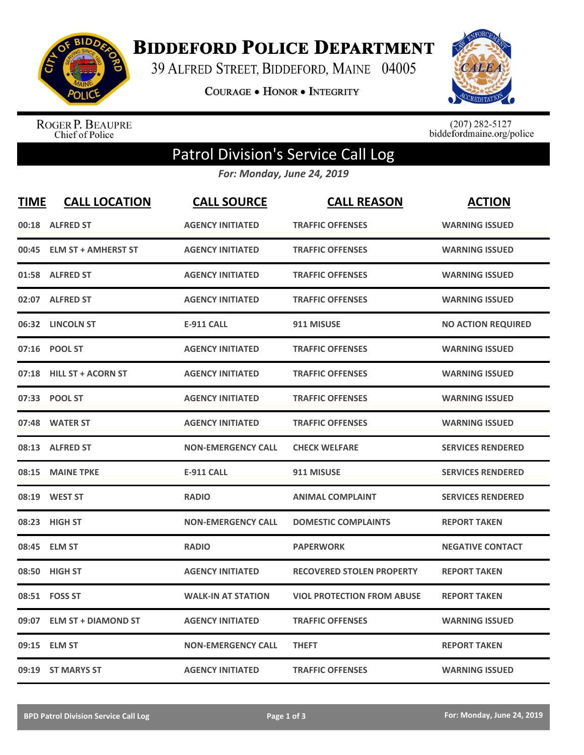# Biddeford Police Department

39 Alfred Street, Biddeford, Maine 04005

**Courage • Honor • Integrity**

Roger P. Beaupre
Chief of Police

(207) 282-5127
biddefordmaine.org/police

## Patrol Division's Service Call Log

*For: Monday, June 24, 2019*

| TIME | CALL LOCATION | CALL SOURCE | CALL REASON | ACTION |
|---|---|---|---|---|
| 00:18 | ALFRED ST | AGENCY INITIATED | TRAFFIC OFFENSES | WARNING ISSUED |
| 00:45 | ELM ST + AMHERST ST | AGENCY INITIATED | TRAFFIC OFFENSES | WARNING ISSUED |
| 01:58 | ALFRED ST | AGENCY INITIATED | TRAFFIC OFFENSES | WARNING ISSUED |
| 02:07 | ALFRED ST | AGENCY INITIATED | TRAFFIC OFFENSES | WARNING ISSUED |
| 06:32 | LINCOLN ST | E-911 CALL | 911 MISUSE | NO ACTION REQUIRED |
| 07:16 | POOL ST | AGENCY INITIATED | TRAFFIC OFFENSES | WARNING ISSUED |
| 07:18 | HILL ST + ACORN ST | AGENCY INITIATED | TRAFFIC OFFENSES | WARNING ISSUED |
| 07:33 | POOL ST | AGENCY INITIATED | TRAFFIC OFFENSES | WARNING ISSUED |
| 07:48 | WATER ST | AGENCY INITIATED | TRAFFIC OFFENSES | WARNING ISSUED |
| 08:13 | ALFRED ST | NON-EMERGENCY CALL | CHECK WELFARE | SERVICES RENDERED |
| 08:15 | MAINE TPKE | E-911 CALL | 911 MISUSE | SERVICES RENDERED |
| 08:19 | WEST ST | RADIO | ANIMAL COMPLAINT | SERVICES RENDERED |
| 08:23 | HIGH ST | NON-EMERGENCY CALL | DOMESTIC COMPLAINTS | REPORT TAKEN |
| 08:45 | ELM ST | RADIO | PAPERWORK | NEGATIVE CONTACT |
| 08:50 | HIGH ST | AGENCY INITIATED | RECOVERED STOLEN PROPERTY | REPORT TAKEN |
| 08:51 | FOSS ST | WALK-IN AT STATION | VIOL PROTECTION FROM ABUSE | REPORT TAKEN |
| 09:07 | ELM ST + DIAMOND ST | AGENCY INITIATED | TRAFFIC OFFENSES | WARNING ISSUED |
| 09:15 | ELM ST | NON-EMERGENCY CALL | THEFT | REPORT TAKEN |
| 09:19 | ST MARYS ST | AGENCY INITIATED | TRAFFIC OFFENSES | WARNING ISSUED |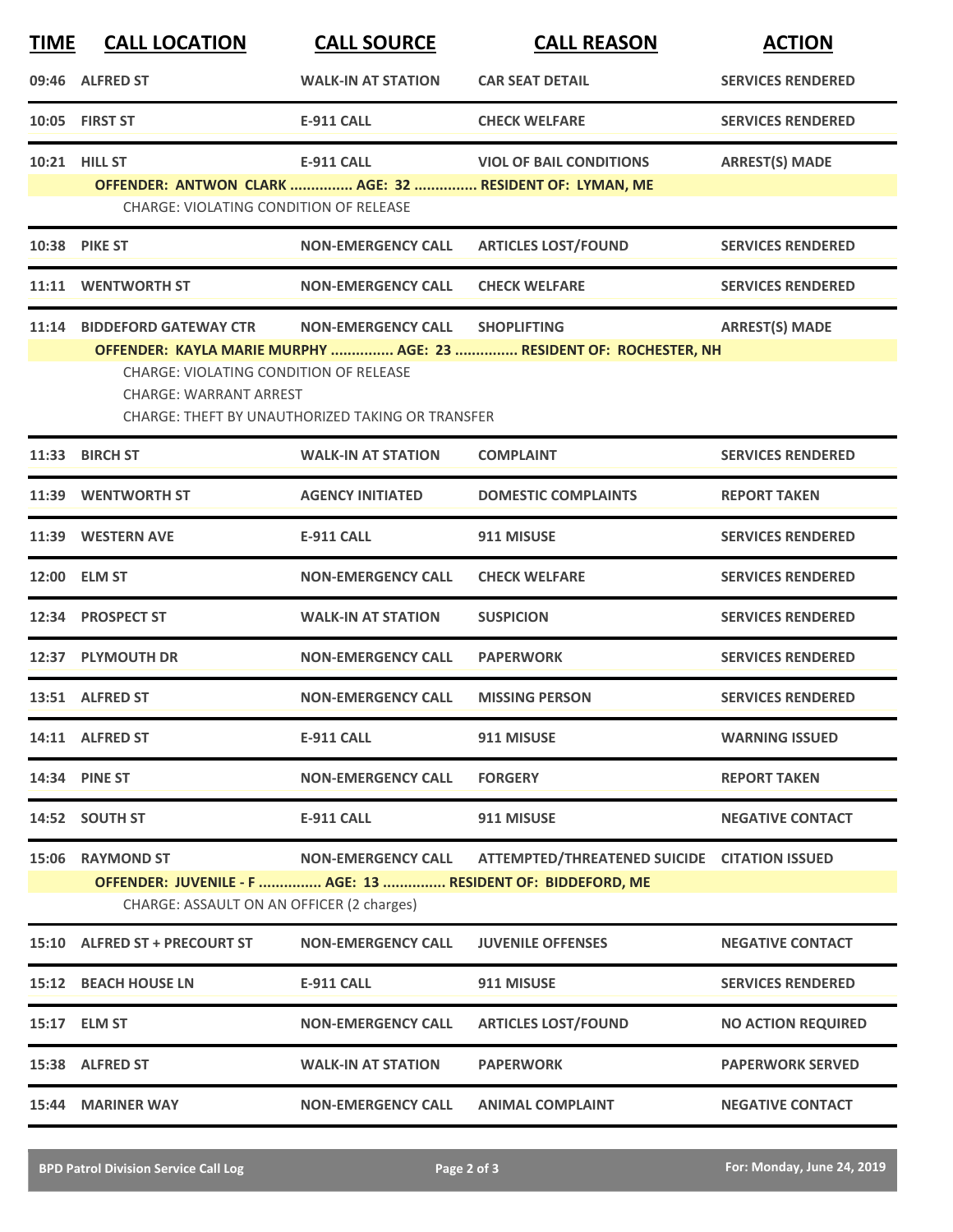| TIME | CALL LOCATION | CALL SOURCE | CALL REASON | ACTION |
|---|---|---|---|---|
| 09:46 | ALFRED ST | WALK-IN AT STATION | CAR SEAT DETAIL | SERVICES RENDERED |
| 10:05 | FIRST ST | E-911 CALL | CHECK WELFARE | SERVICES RENDERED |
| 10:21 | HILL ST | E-911 CALL | VIOL OF BAIL CONDITIONS | ARREST(S) MADE |
| | **OFFENDER: ANTWON CLARK ............... AGE: 32 ............... RESIDENT OF: LYMAN, ME** | | | |
| | CHARGE: VIOLATING CONDITION OF RELEASE | | | |
| 10:38 | PIKE ST | NON-EMERGENCY CALL | ARTICLES LOST/FOUND | SERVICES RENDERED |
| 11:11 | WENTWORTH ST | NON-EMERGENCY CALL | CHECK WELFARE | SERVICES RENDERED |
| 11:14 | BIDDEFORD GATEWAY CTR | NON-EMERGENCY CALL | SHOPLIFTING | ARREST(S) MADE |
| | **OFFENDER: KAYLA MARIE MURPHY ............... AGE: 23 ............... RESIDENT OF: ROCHESTER, NH** | | | |
| | CHARGE: VIOLATING CONDITION OF RELEASE | | | |
| | CHARGE: WARRANT ARREST | | | |
| | CHARGE: THEFT BY UNAUTHORIZED TAKING OR TRANSFER | | | |
| 11:33 | BIRCH ST | WALK-IN AT STATION | COMPLAINT | SERVICES RENDERED |
| 11:39 | WENTWORTH ST | AGENCY INITIATED | DOMESTIC COMPLAINTS | REPORT TAKEN |
| 11:39 | WESTERN AVE | E-911 CALL | 911 MISUSE | SERVICES RENDERED |
| 12:00 | ELM ST | NON-EMERGENCY CALL | CHECK WELFARE | SERVICES RENDERED |
| 12:34 | PROSPECT ST | WALK-IN AT STATION | SUSPICION | SERVICES RENDERED |
| 12:37 | PLYMOUTH DR | NON-EMERGENCY CALL | PAPERWORK | SERVICES RENDERED |
| 13:51 | ALFRED ST | NON-EMERGENCY CALL | MISSING PERSON | SERVICES RENDERED |
| 14:11 | ALFRED ST | E-911 CALL | 911 MISUSE | WARNING ISSUED |
| 14:34 | PINE ST | NON-EMERGENCY CALL | FORGERY | REPORT TAKEN |
| 14:52 | SOUTH ST | E-911 CALL | 911 MISUSE | NEGATIVE CONTACT |
| 15:06 | RAYMOND ST | NON-EMERGENCY CALL | ATTEMPTED/THREATENED SUICIDE | CITATION ISSUED |
| | **OFFENDER: JUVENILE - F ............... AGE: 13 ............... RESIDENT OF: BIDDEFORD, ME** | | | |
| | CHARGE: ASSAULT ON AN OFFICER (2 charges) | | | |
| 15:10 | ALFRED ST + PRECOURT ST | NON-EMERGENCY CALL | JUVENILE OFFENSES | NEGATIVE CONTACT |
| 15:12 | BEACH HOUSE LN | E-911 CALL | 911 MISUSE | SERVICES RENDERED |
| 15:17 | ELM ST | NON-EMERGENCY CALL | ARTICLES LOST/FOUND | NO ACTION REQUIRED |
| 15:38 | ALFRED ST | WALK-IN AT STATION | PAPERWORK | PAPERWORK SERVED |
| 15:44 | MARINER WAY | NON-EMERGENCY CALL | ANIMAL COMPLAINT | NEGATIVE CONTACT |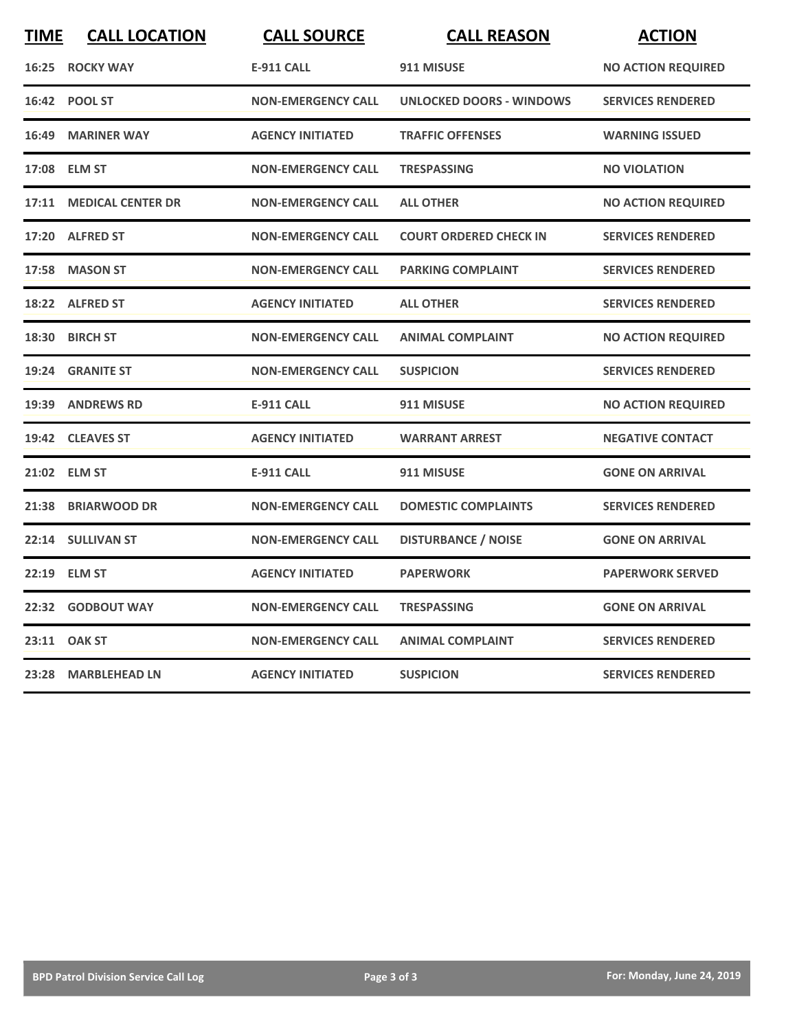| TIME | CALL LOCATION | CALL SOURCE | CALL REASON | ACTION |
|---|---|---|---|---|
| 16:25 | ROCKY WAY | E-911 CALL | 911 MISUSE | NO ACTION REQUIRED |
| 16:42 | POOL ST | NON-EMERGENCY CALL | UNLOCKED DOORS - WINDOWS | SERVICES RENDERED |
| 16:49 | MARINER WAY | AGENCY INITIATED | TRAFFIC OFFENSES | WARNING ISSUED |
| 17:08 | ELM ST | NON-EMERGENCY CALL | TRESPASSING | NO VIOLATION |
| 17:11 | MEDICAL CENTER DR | NON-EMERGENCY CALL | ALL OTHER | NO ACTION REQUIRED |
| 17:20 | ALFRED ST | NON-EMERGENCY CALL | COURT ORDERED CHECK IN | SERVICES RENDERED |
| 17:58 | MASON ST | NON-EMERGENCY CALL | PARKING COMPLAINT | SERVICES RENDERED |
| 18:22 | ALFRED ST | AGENCY INITIATED | ALL OTHER | SERVICES RENDERED |
| 18:30 | BIRCH ST | NON-EMERGENCY CALL | ANIMAL COMPLAINT | NO ACTION REQUIRED |
| 19:24 | GRANITE ST | NON-EMERGENCY CALL | SUSPICION | SERVICES RENDERED |
| 19:39 | ANDREWS RD | E-911 CALL | 911 MISUSE | NO ACTION REQUIRED |
| 19:42 | CLEAVES ST | AGENCY INITIATED | WARRANT ARREST | NEGATIVE CONTACT |
| 21:02 | ELM ST | E-911 CALL | 911 MISUSE | GONE ON ARRIVAL |
| 21:38 | BRIARWOOD DR | NON-EMERGENCY CALL | DOMESTIC COMPLAINTS | SERVICES RENDERED |
| 22:14 | SULLIVAN ST | NON-EMERGENCY CALL | DISTURBANCE / NOISE | GONE ON ARRIVAL |
| 22:19 | ELM ST | AGENCY INITIATED | PAPERWORK | PAPERWORK SERVED |
| 22:32 | GODBOUT WAY | NON-EMERGENCY CALL | TRESPASSING | GONE ON ARRIVAL |
| 23:11 | OAK ST | NON-EMERGENCY CALL | ANIMAL COMPLAINT | SERVICES RENDERED |
| 23:28 | MARBLEHEAD LN | AGENCY INITIATED | SUSPICION | SERVICES RENDERED |